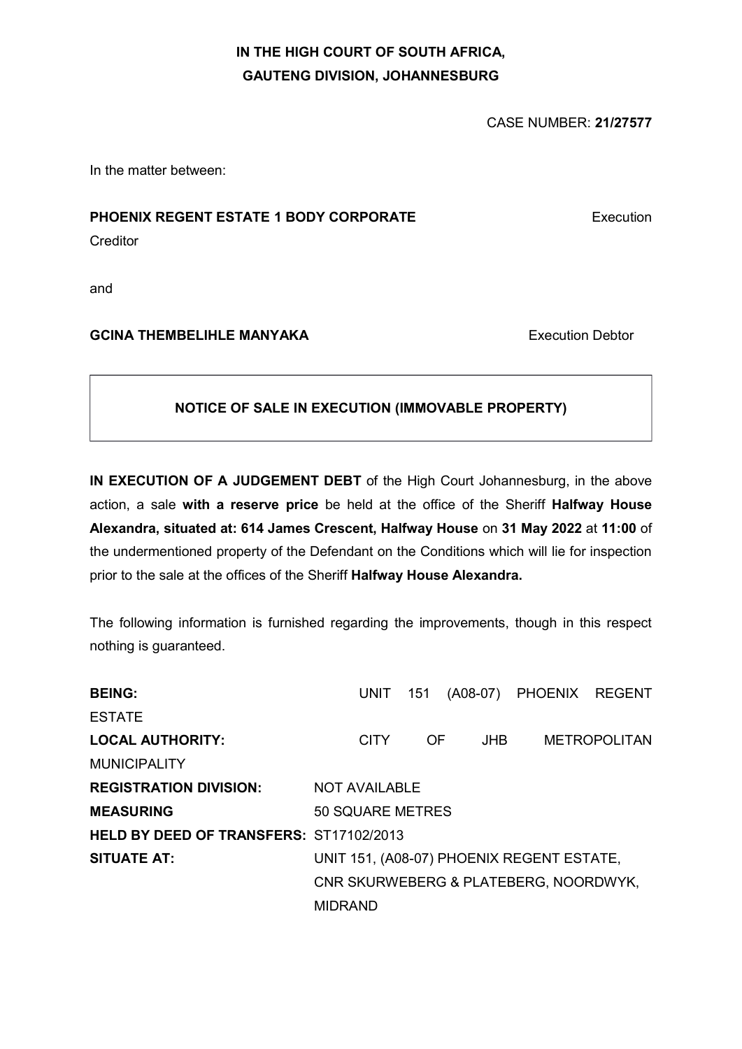**IN THE HIGH COURT OF SOUTH AFRICA,**
**GAUTENG DIVISION, JOHANNESBURG**

CASE NUMBER: **21/27577**

In the matter between:

**PHOENIX REGENT ESTATE 1 BODY CORPORATE** Execution Creditor

and

**GCINA THEMBELIHLE MANYAKA** Execution Debtor

**NOTICE OF SALE IN EXECUTION (IMMOVABLE PROPERTY)**

**IN EXECUTION OF A JUDGEMENT DEBT** of the High Court Johannesburg, in the above action, a sale **with a reserve price** be held at the office of the Sheriff **Halfway House Alexandra, situated at: 614 James Crescent, Halfway House** on **31 May 2022** at **11:00** of the undermentioned property of the Defendant on the Conditions which will lie for inspection prior to the sale at the offices of the Sheriff **Halfway House Alexandra.**

The following information is furnished regarding the improvements, though in this respect nothing is guaranteed.

**BEING:** UNIT 151 (A08-07) PHOENIX REGENT ESTATE
**LOCAL AUTHORITY:** CITY OF JHB METROPOLITAN MUNICIPALITY
**REGISTRATION DIVISION:** NOT AVAILABLE
**MEASURING** 50 SQUARE METRES
**HELD BY DEED OF TRANSFERS:** ST17102/2013
**SITUATE AT:** UNIT 151, (A08-07) PHOENIX REGENT ESTATE, CNR SKURWEBERG & PLATEBERG, NOORDWYK, MIDRAND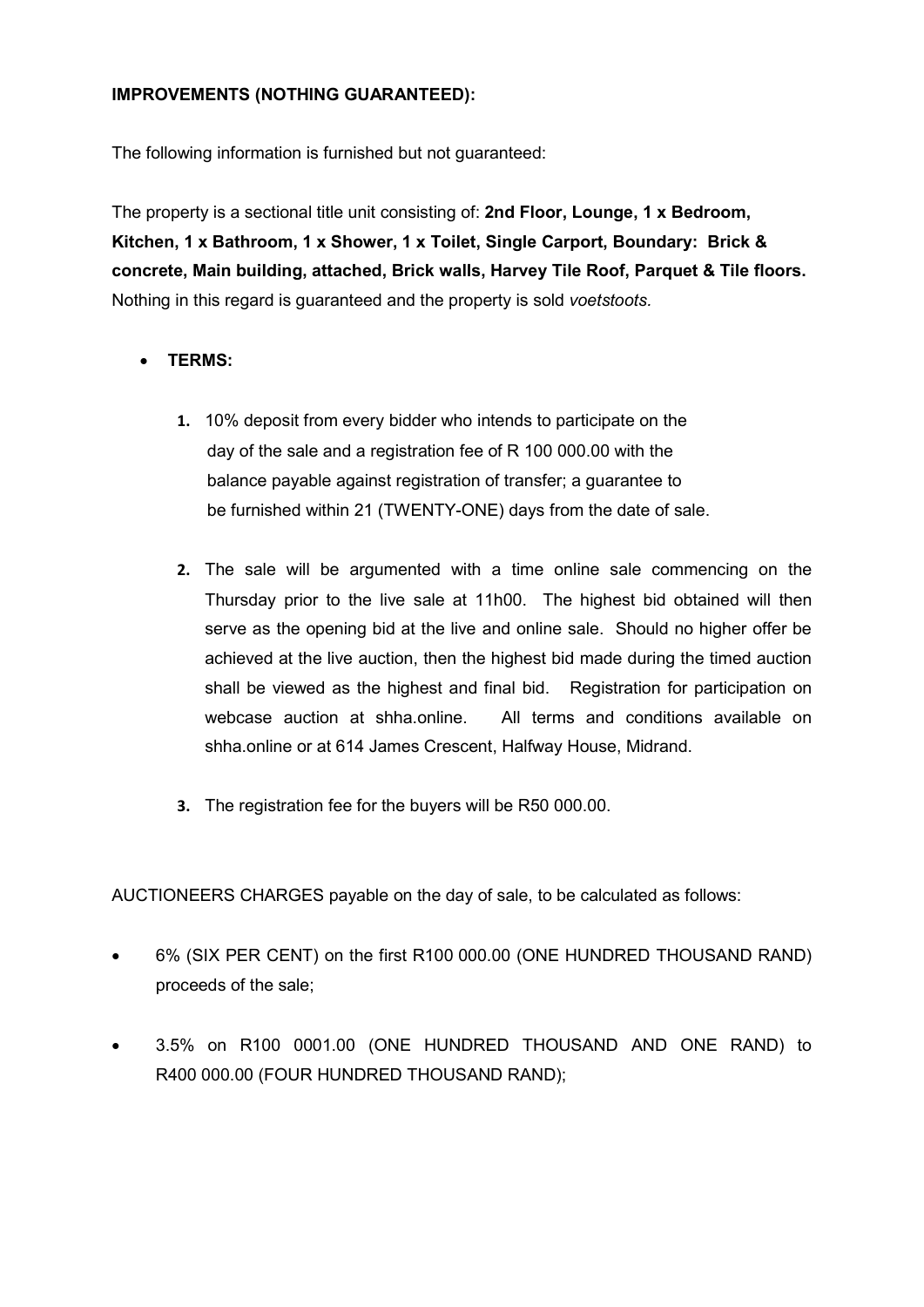**IMPROVEMENTS (NOTHING GUARANTEED):**

The following information is furnished but not guaranteed:

The property is a sectional title unit consisting of: **2nd Floor, Lounge, 1 x Bedroom, Kitchen, 1 x Bathroom, 1 x Shower, 1 x Toilet, Single Carport, Boundary: Brick & concrete, Main building, attached, Brick walls, Harvey Tile Roof, Parquet & Tile floors.** Nothing in this regard is guaranteed and the property is sold *voetstoots.*

- **TERMS:**

  1. 10% deposit from every bidder who intends to participate on the day of the sale and a registration fee of R 100 000.00 with the balance payable against registration of transfer; a guarantee to be furnished within 21 (TWENTY-ONE) days from the date of sale.

  2. The sale will be argumented with a time online sale commencing on the Thursday prior to the live sale at 11h00. The highest bid obtained will then serve as the opening bid at the live and online sale. Should no higher offer be achieved at the live auction, then the highest bid made during the timed auction shall be viewed as the highest and final bid. Registration for participation on webcase auction at shha.online. All terms and conditions available on shha.online or at 614 James Crescent, Halfway House, Midrand.

  3. The registration fee for the buyers will be R50 000.00.

AUCTIONEERS CHARGES payable on the day of sale, to be calculated as follows:

- 6% (SIX PER CENT) on the first R100 000.00 (ONE HUNDRED THOUSAND RAND) proceeds of the sale;

- 3.5% on R100 0001.00 (ONE HUNDRED THOUSAND AND ONE RAND) to R400 000.00 (FOUR HUNDRED THOUSAND RAND);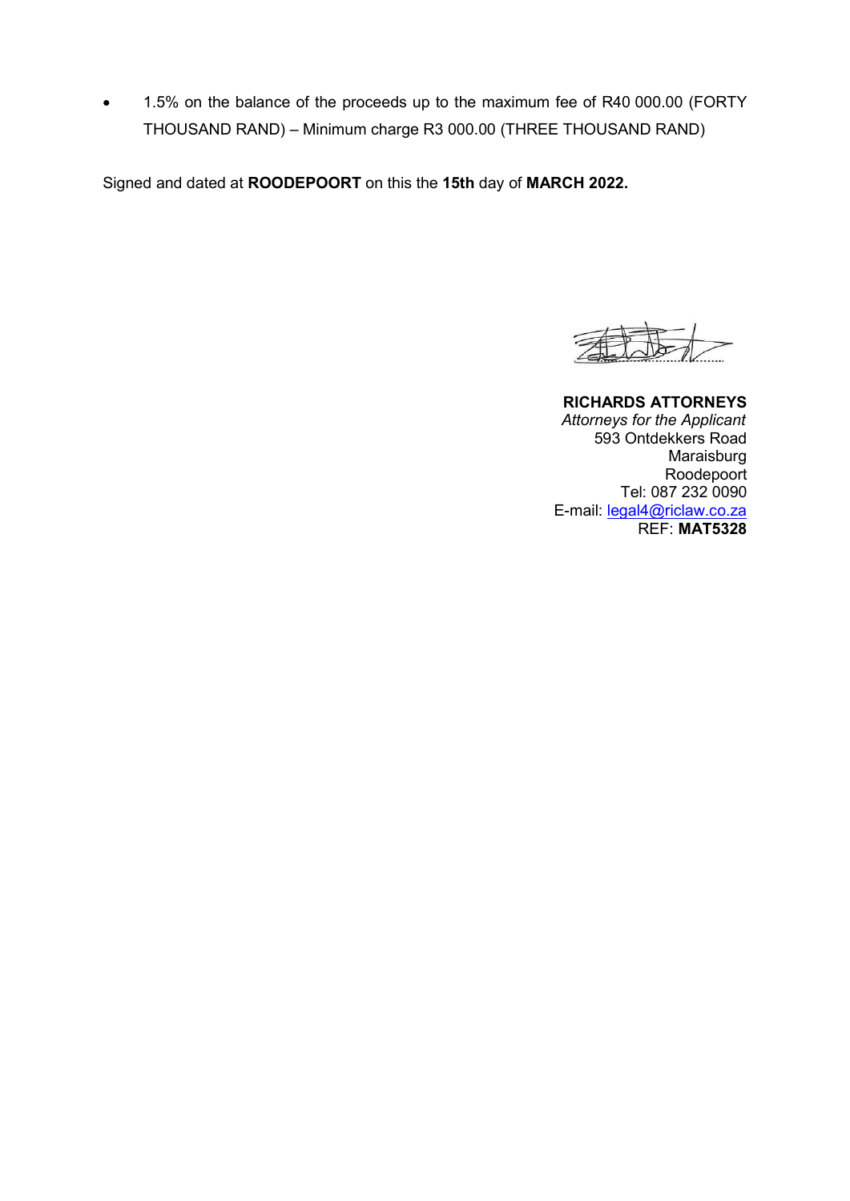- 1.5% on the balance of the proceeds up to the maximum fee of R40 000.00 (FORTY THOUSAND RAND) – Minimum charge R3 000.00 (THREE THOUSAND RAND)

Signed and dated at **ROODEPOORT** on this the **15th** day of **MARCH 2022.**

**RICHARDS ATTORNEYS**
*Attorneys for the Applicant*
593 Ontdekkers Road
Maraisburg
Roodepoort
Tel: 087 232 0090
E-mail: legal4@riclaw.co.za
REF: **MAT5328**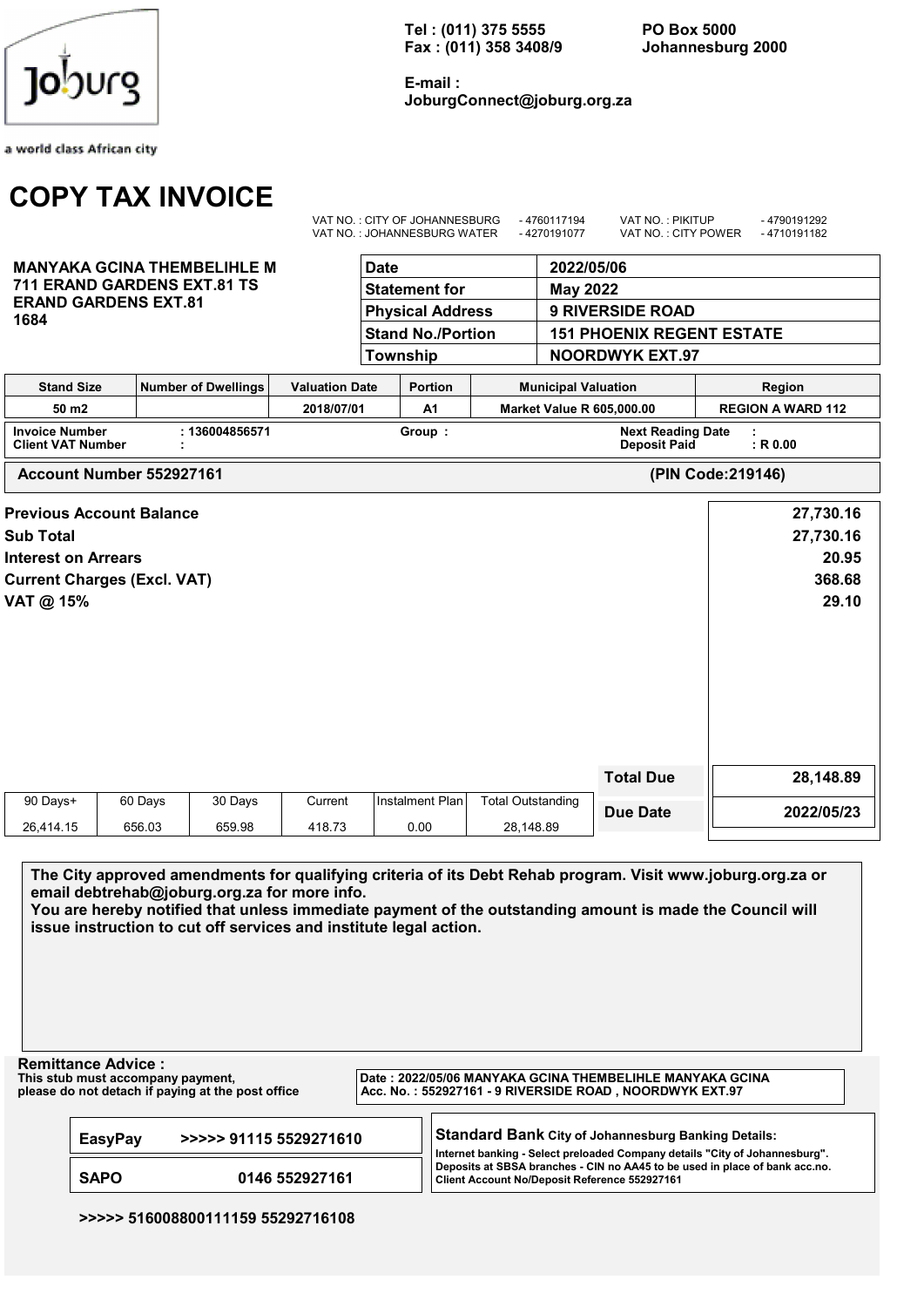Tel : (011) 375 5555
Fax : (011) 358 3408/9

PO Box 5000
Johannesburg 2000

E-mail :
JoburgConnect@joburg.org.za

a world class African city

# COPY TAX INVOICE

VAT NO. : CITY OF JOHANNESBURG - 4760117194 VAT NO. : PIKITUP - 4790191292
VAT NO. : JOHANNESBURG WATER - 4270191077 VAT NO. : CITY POWER - 4710191182

**MANYAKA GCINA THEMBELIHLE M**
**711 ERAND GARDENS EXT.81 TS**
**ERAND GARDENS EXT.81**
**1684**

| | |
|---|---|
| **Date** | **2022/05/06** |
| **Statement for** | **May 2022** |
| **Physical Address** | **9 RIVERSIDE ROAD** |
| **Stand No./Portion** | **151 PHOENIX REGENT ESTATE** |
| **Township** | **NOORDWYK EXT.97** |

| Stand Size | Number of Dwellings | Valuation Date | Portion | Municipal Valuation | Region |
|---|---|---|---|---|---|
| 50 m2 | | 2018/07/01 | A1 | Market Value R 605,000.00 | REGION A WARD 112 |

**Invoice Number** : 136004856571 **Group :** **Next Reading Date** :
**Client VAT Number** : **Deposit Paid** : R 0.00

**Account Number 552927161** **(PIN Code:219146)**

| | |
|---|---|
| **Previous Account Balance** | **27,730.16** |
| **Sub Total** | **27,730.16** |
| **Interest on Arrears** | **20.95** |
| **Current Charges (Excl. VAT)** | **368.68** |
| **VAT @ 15%** | **29.10** |

| 90 Days+ | 60 Days | 30 Days | Current | Instalment Plan | Total Outstanding |
|---|---|---|---|---|---|
| 26,414.15 | 656.03 | 659.98 | 418.73 | 0.00 | 28,148.89 |

| | |
|---|---|
| **Total Due** | **28,148.89** |
| **Due Date** | **2022/05/23** |

**The City approved amendments for qualifying criteria of its Debt Rehab program. Visit www.joburg.org.za or email debtrehab@joburg.org.za for more info.**
**You are hereby notified that unless immediate payment of the outstanding amount is made the Council will issue instruction to cut off services and institute legal action.**

**Remittance Advice :**
**This stub must accompany payment, please do not detach if paying at the post office**

**Date : 2022/05/06 MANYAKA GCINA THEMBELIHLE MANYAKA GCINA**
**Acc. No. : 552927161 - 9 RIVERSIDE ROAD , NOORDWYK EXT.97**

| | |
|---|---|
| **EasyPay** | **>>>>> 91115 5529271610** |
| **SAPO** | **0146 552927161** |

**Standard Bank City of Johannesburg Banking Details:**
**Internet banking - Select preloaded Company details "City of Johannesburg". Deposits at SBSA branches - CIN no AA45 to be used in place of bank acc.no. Client Account No/Deposit Reference 552927161**

**>>>>> 516008800111159 55292716108**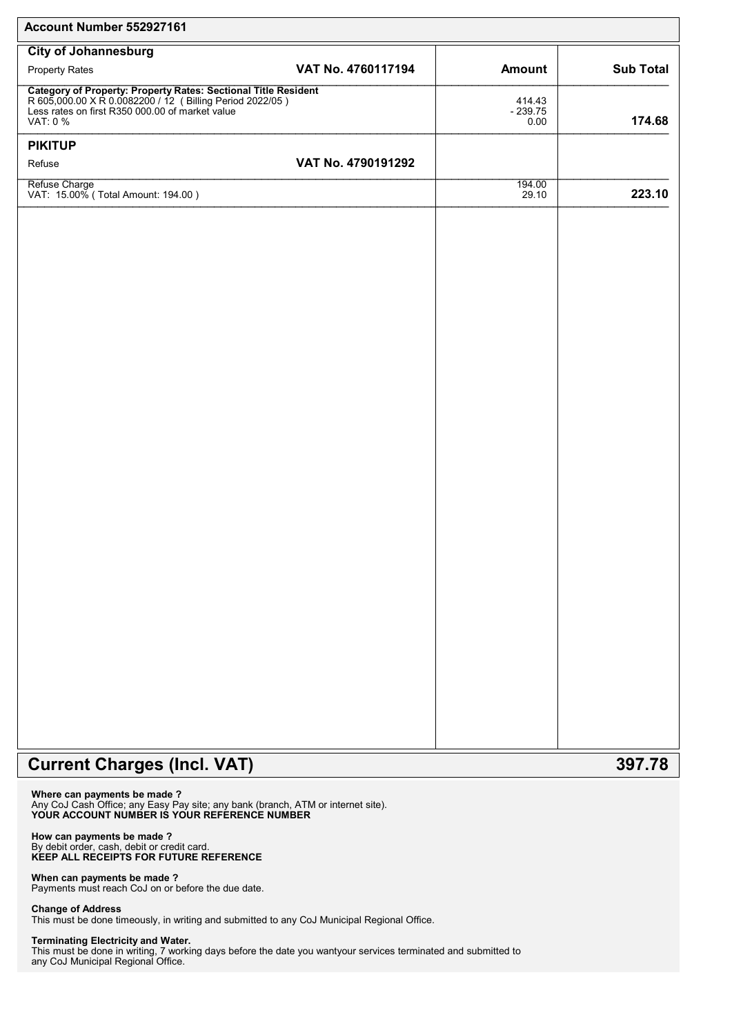**Account Number 552927161**

| **City of Johannesburg** | | | |
|---|---|---|---|
| Property Rates | **VAT No. 4760117194** | **Amount** | **Sub Total** |
| **Category of Property: Property Rates: Sectional Title Resident**<br>R 605,000.00 X R 0.0082200 / 12 ( Billing Period 2022/05 )<br>Less rates on first R350 000.00 of market value<br>VAT: 0 % | | 414.43<br>- 239.75<br>0.00 | **174.68** |
| **PIKITUP** | | | |
| Refuse | **VAT No. 4790191292** | | |
| Refuse Charge<br>VAT: 15.00% ( Total Amount: 194.00 ) | | 194.00<br>29.10 | **223.10** |

## Current Charges (Incl. VAT) 397.78

**Where can payments be made ?**
Any CoJ Cash Office; any Easy Pay site; any bank (branch, ATM or internet site).
**YOUR ACCOUNT NUMBER IS YOUR REFERENCE NUMBER**

**How can payments be made ?**
By debit order, cash, debit or credit card.
**KEEP ALL RECEIPTS FOR FUTURE REFERENCE**

**When can payments be made ?**
Payments must reach CoJ on or before the due date.

**Change of Address**
This must be done timeously, in writing and submitted to any CoJ Municipal Regional Office.

**Terminating Electricity and Water.**
This must be done in writing, 7 working days before the date you wantyour services terminated and submitted to any CoJ Municipal Regional Office.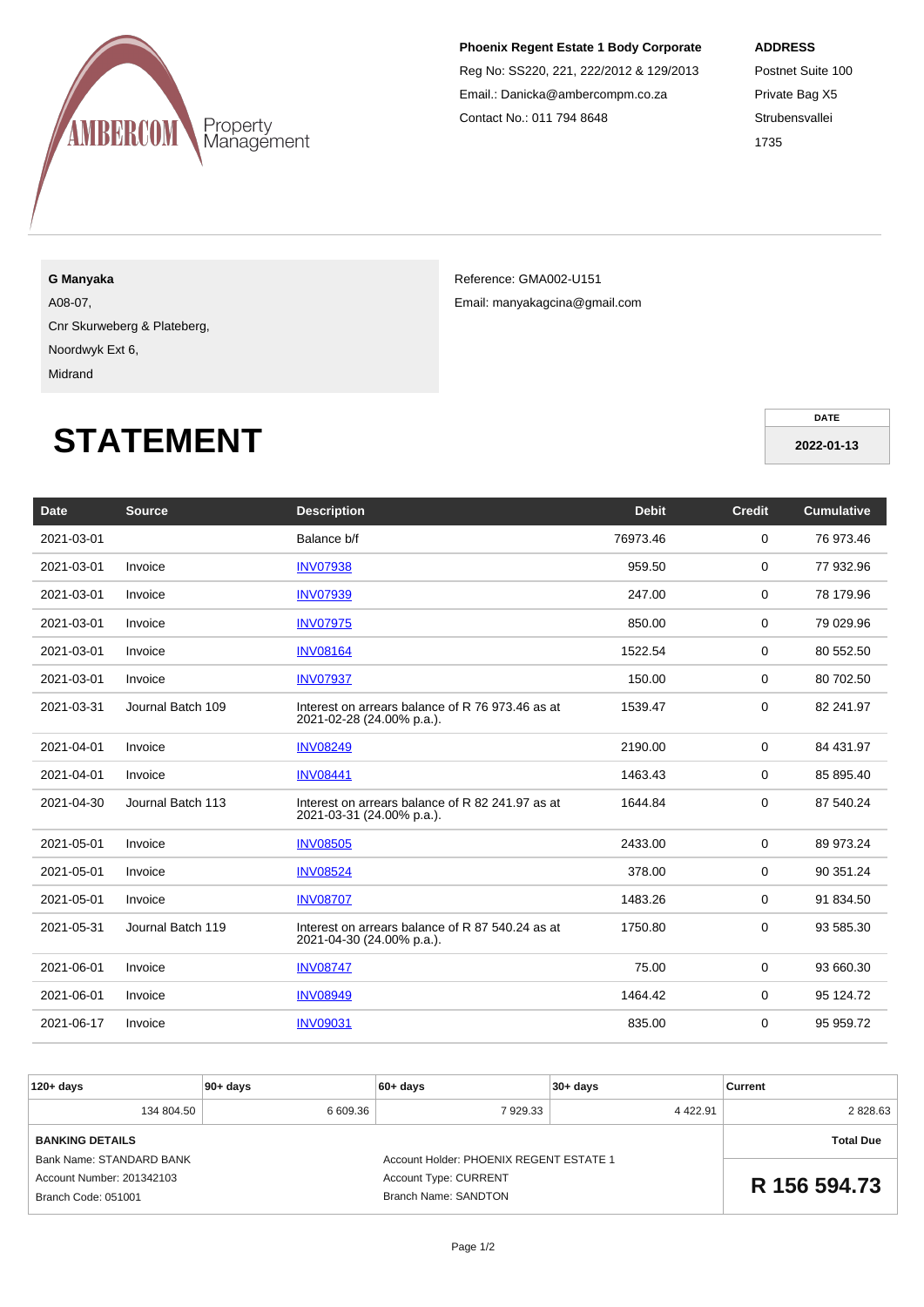AMBERCOM Property Management

**Phoenix Regent Estate 1 Body Corporate**
Reg No: SS220, 221, 222/2012 & 129/2013
Email.: Danicka@ambercompm.co.za
Contact No.: 011 794 8648

**ADDRESS**
Postnet Suite 100
Private Bag X5
Strubensvallei
1735

**G Manyaka**
A08-07,
Cnr Skurweberg & Plateberg,
Noordwyk Ext 6,
Midrand

Reference: GMA002-U151
Email: manyakagcina@gmail.com

# STATEMENT

| DATE |
|---|
| **2022-01-13** |

| Date | Source | Description | Debit | Credit | Cumulative |
|---|---|---|---|---|---|
| 2021-03-01 | | Balance b/f | 76973.46 | 0 | 76 973.46 |
| 2021-03-01 | Invoice | INV07938 | 959.50 | 0 | 77 932.96 |
| 2021-03-01 | Invoice | INV07939 | 247.00 | 0 | 78 179.96 |
| 2021-03-01 | Invoice | INV07975 | 850.00 | 0 | 79 029.96 |
| 2021-03-01 | Invoice | INV08164 | 1522.54 | 0 | 80 552.50 |
| 2021-03-01 | Invoice | INV07937 | 150.00 | 0 | 80 702.50 |
| 2021-03-31 | Journal Batch 109 | Interest on arrears balance of R 76 973.46 as at 2021-02-28 (24.00% p.a.). | 1539.47 | 0 | 82 241.97 |
| 2021-04-01 | Invoice | INV08249 | 2190.00 | 0 | 84 431.97 |
| 2021-04-01 | Invoice | INV08441 | 1463.43 | 0 | 85 895.40 |
| 2021-04-30 | Journal Batch 113 | Interest on arrears balance of R 82 241.97 as at 2021-03-31 (24.00% p.a.). | 1644.84 | 0 | 87 540.24 |
| 2021-05-01 | Invoice | INV08505 | 2433.00 | 0 | 89 973.24 |
| 2021-05-01 | Invoice | INV08524 | 378.00 | 0 | 90 351.24 |
| 2021-05-01 | Invoice | INV08707 | 1483.26 | 0 | 91 834.50 |
| 2021-05-31 | Journal Batch 119 | Interest on arrears balance of R 87 540.24 as at 2021-04-30 (24.00% p.a.). | 1750.80 | 0 | 93 585.30 |
| 2021-06-01 | Invoice | INV08747 | 75.00 | 0 | 93 660.30 |
| 2021-06-01 | Invoice | INV08949 | 1464.42 | 0 | 95 124.72 |
| 2021-06-17 | Invoice | INV09031 | 835.00 | 0 | 95 959.72 |

| 120+ days | 90+ days | 60+ days | 30+ days | Current |
|---|---|---|---|---|
| 134 804.50 | 6 609.36 | 7 929.33 | 4 422.91 | 2 828.63 |

**BANKING DETAILS**
Bank Name: STANDARD BANK
Account Number: 201342103
Branch Code: 051001

Account Holder: PHOENIX REGENT ESTATE 1
Account Type: CURRENT
Branch Name: SANDTON

**Total Due**
**R 156 594.73**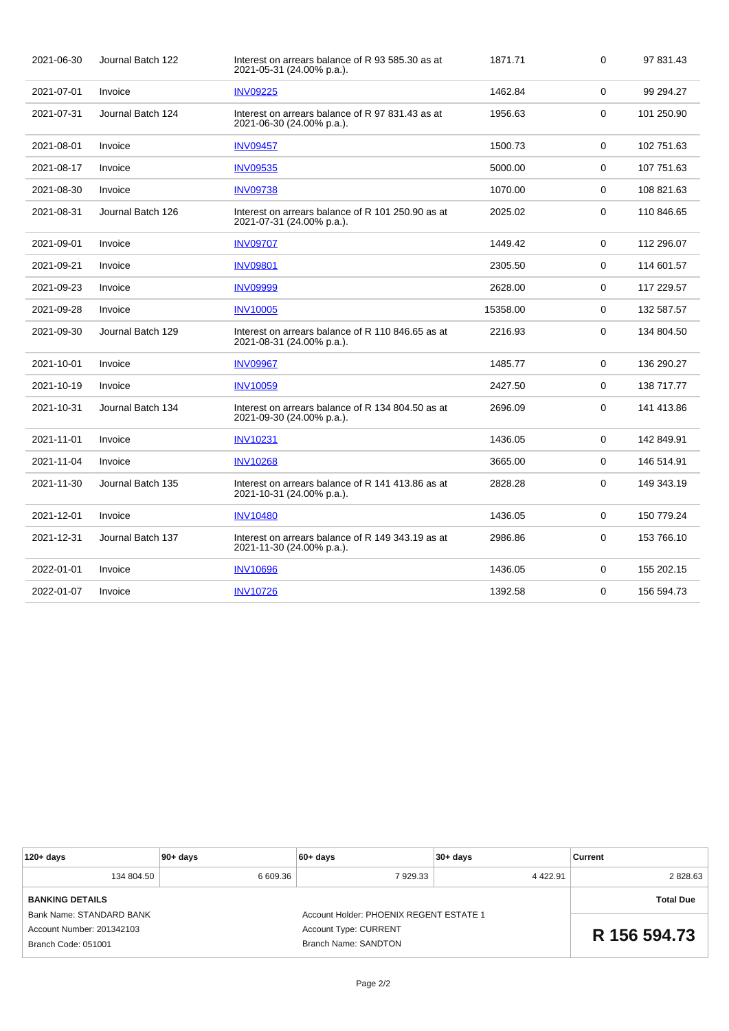| | | | | | |
|---|---|---|---|---|---|
| 2021-06-30 | Journal Batch 122 | Interest on arrears balance of R 93 585.30 as at 2021-05-31 (24.00% p.a.). | 1871.71 | 0 | 97 831.43 |
| 2021-07-01 | Invoice | INV09225 | 1462.84 | 0 | 99 294.27 |
| 2021-07-31 | Journal Batch 124 | Interest on arrears balance of R 97 831.43 as at 2021-06-30 (24.00% p.a.). | 1956.63 | 0 | 101 250.90 |
| 2021-08-01 | Invoice | INV09457 | 1500.73 | 0 | 102 751.63 |
| 2021-08-17 | Invoice | INV09535 | 5000.00 | 0 | 107 751.63 |
| 2021-08-30 | Invoice | INV09738 | 1070.00 | 0 | 108 821.63 |
| 2021-08-31 | Journal Batch 126 | Interest on arrears balance of R 101 250.90 as at 2021-07-31 (24.00% p.a.). | 2025.02 | 0 | 110 846.65 |
| 2021-09-01 | Invoice | INV09707 | 1449.42 | 0 | 112 296.07 |
| 2021-09-21 | Invoice | INV09801 | 2305.50 | 0 | 114 601.57 |
| 2021-09-23 | Invoice | INV09999 | 2628.00 | 0 | 117 229.57 |
| 2021-09-28 | Invoice | INV10005 | 15358.00 | 0 | 132 587.57 |
| 2021-09-30 | Journal Batch 129 | Interest on arrears balance of R 110 846.65 as at 2021-08-31 (24.00% p.a.). | 2216.93 | 0 | 134 804.50 |
| 2021-10-01 | Invoice | INV09967 | 1485.77 | 0 | 136 290.27 |
| 2021-10-19 | Invoice | INV10059 | 2427.50 | 0 | 138 717.77 |
| 2021-10-31 | Journal Batch 134 | Interest on arrears balance of R 134 804.50 as at 2021-09-30 (24.00% p.a.). | 2696.09 | 0 | 141 413.86 |
| 2021-11-01 | Invoice | INV10231 | 1436.05 | 0 | 142 849.91 |
| 2021-11-04 | Invoice | INV10268 | 3665.00 | 0 | 146 514.91 |
| 2021-11-30 | Journal Batch 135 | Interest on arrears balance of R 141 413.86 as at 2021-10-31 (24.00% p.a.). | 2828.28 | 0 | 149 343.19 |
| 2021-12-01 | Invoice | INV10480 | 1436.05 | 0 | 150 779.24 |
| 2021-12-31 | Journal Batch 137 | Interest on arrears balance of R 149 343.19 as at 2021-11-30 (24.00% p.a.). | 2986.86 | 0 | 153 766.10 |
| 2022-01-01 | Invoice | INV10696 | 1436.05 | 0 | 155 202.15 |
| 2022-01-07 | Invoice | INV10726 | 1392.58 | 0 | 156 594.73 |

| 120+ days | 90+ days | 60+ days | 30+ days | Current |
|---|---|---|---|---|
| 134 804.50 | 6 609.36 | 7 929.33 | 4 422.91 | 2 828.63 |

**BANKING DETAILS**

Bank Name: STANDARD BANK
Account Number: 201342103
Branch Code: 051001

Account Holder: PHOENIX REGENT ESTATE 1
Account Type: CURRENT
Branch Name: SANDTON

**Total Due**

**R 156 594.73**